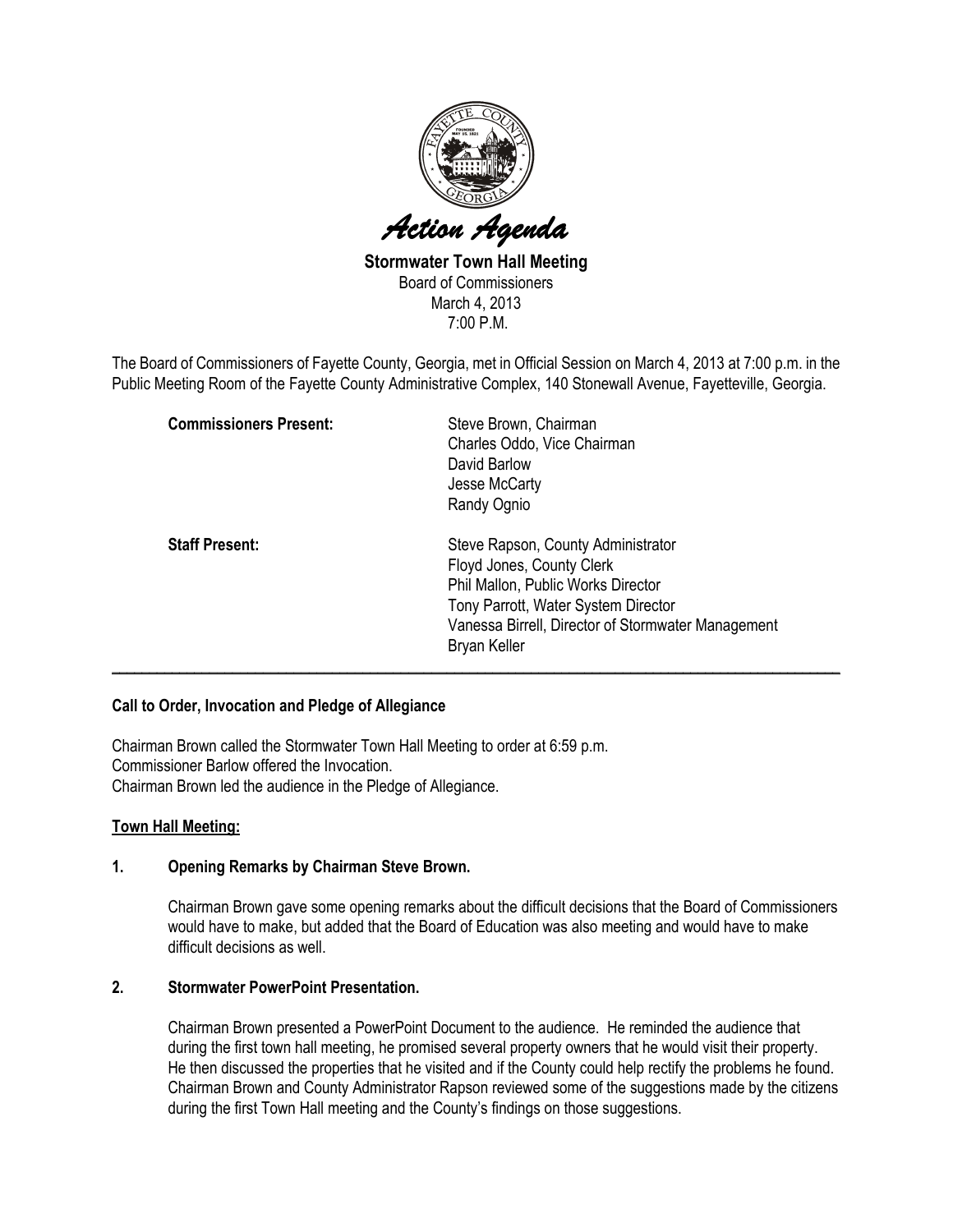# Action Agenda

**Stormwater Town Hall Meeting**
Board of Commissioners
March 4, 2013
7:00 P.M.

The Board of Commissioners of Fayette County, Georgia, met in Official Session on March 4, 2013 at 7:00 p.m. in the Public Meeting Room of the Fayette County Administrative Complex, 140 Stonewall Avenue, Fayetteville, Georgia.

**Commissioners Present:**
Steve Brown, Chairman
Charles Oddo, Vice Chairman
David Barlow
Jesse McCarty
Randy Ognio

**Staff Present:**
Steve Rapson, County Administrator
Floyd Jones, County Clerk
Phil Mallon, Public Works Director
Tony Parrott, Water System Director
Vanessa Birrell, Director of Stormwater Management
Bryan Keller

---

**Call to Order, Invocation and Pledge of Allegiance**

Chairman Brown called the Stormwater Town Hall Meeting to order at 6:59 p.m.
Commissioner Barlow offered the Invocation.
Chairman Brown led the audience in the Pledge of Allegiance.

**Town Hall Meeting:**

**1. Opening Remarks by Chairman Steve Brown.**

Chairman Brown gave some opening remarks about the difficult decisions that the Board of Commissioners would have to make, but added that the Board of Education was also meeting and would have to make difficult decisions as well.

**2. Stormwater PowerPoint Presentation.**

Chairman Brown presented a PowerPoint Document to the audience. He reminded the audience that during the first town hall meeting, he promised several property owners that he would visit their property. He then discussed the properties that he visited and if the County could help rectify the problems he found. Chairman Brown and County Administrator Rapson reviewed some of the suggestions made by the citizens during the first Town Hall meeting and the County's findings on those suggestions.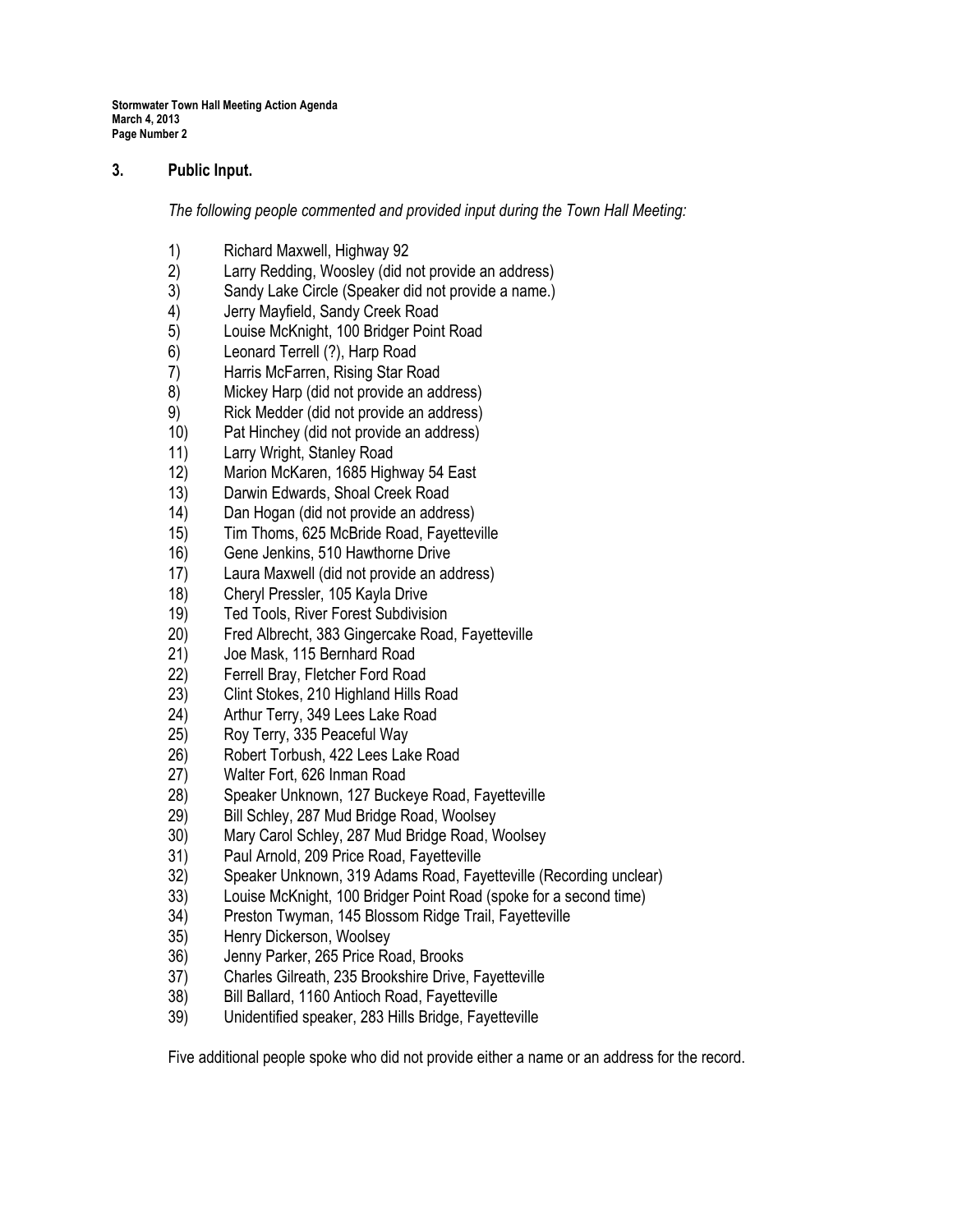## 3. Public Input.

*The following people commented and provided input during the Town Hall Meeting:*

1) Richard Maxwell, Highway 92
2) Larry Redding, Woosley (did not provide an address)
3) Sandy Lake Circle (Speaker did not provide a name.)
4) Jerry Mayfield, Sandy Creek Road
5) Louise McKnight, 100 Bridger Point Road
6) Leonard Terrell (?), Harp Road
7) Harris McFarren, Rising Star Road
8) Mickey Harp (did not provide an address)
9) Rick Medder (did not provide an address)
10) Pat Hinchey (did not provide an address)
11) Larry Wright, Stanley Road
12) Marion McKaren, 1685 Highway 54 East
13) Darwin Edwards, Shoal Creek Road
14) Dan Hogan (did not provide an address)
15) Tim Thoms, 625 McBride Road, Fayetteville
16) Gene Jenkins, 510 Hawthorne Drive
17) Laura Maxwell (did not provide an address)
18) Cheryl Pressler, 105 Kayla Drive
19) Ted Tools, River Forest Subdivision
20) Fred Albrecht, 383 Gingercake Road, Fayetteville
21) Joe Mask, 115 Bernhard Road
22) Ferrell Bray, Fletcher Ford Road
23) Clint Stokes, 210 Highland Hills Road
24) Arthur Terry, 349 Lees Lake Road
25) Roy Terry, 335 Peaceful Way
26) Robert Torbush, 422 Lees Lake Road
27) Walter Fort, 626 Inman Road
28) Speaker Unknown, 127 Buckeye Road, Fayetteville
29) Bill Schley, 287 Mud Bridge Road, Woolsey
30) Mary Carol Schley, 287 Mud Bridge Road, Woolsey
31) Paul Arnold, 209 Price Road, Fayetteville
32) Speaker Unknown, 319 Adams Road, Fayetteville (Recording unclear)
33) Louise McKnight, 100 Bridger Point Road (spoke for a second time)
34) Preston Twyman, 145 Blossom Ridge Trail, Fayetteville
35) Henry Dickerson, Woolsey
36) Jenny Parker, 265 Price Road, Brooks
37) Charles Gilreath, 235 Brookshire Drive, Fayetteville
38) Bill Ballard, 1160 Antioch Road, Fayetteville
39) Unidentified speaker, 283 Hills Bridge, Fayetteville

Five additional people spoke who did not provide either a name or an address for the record.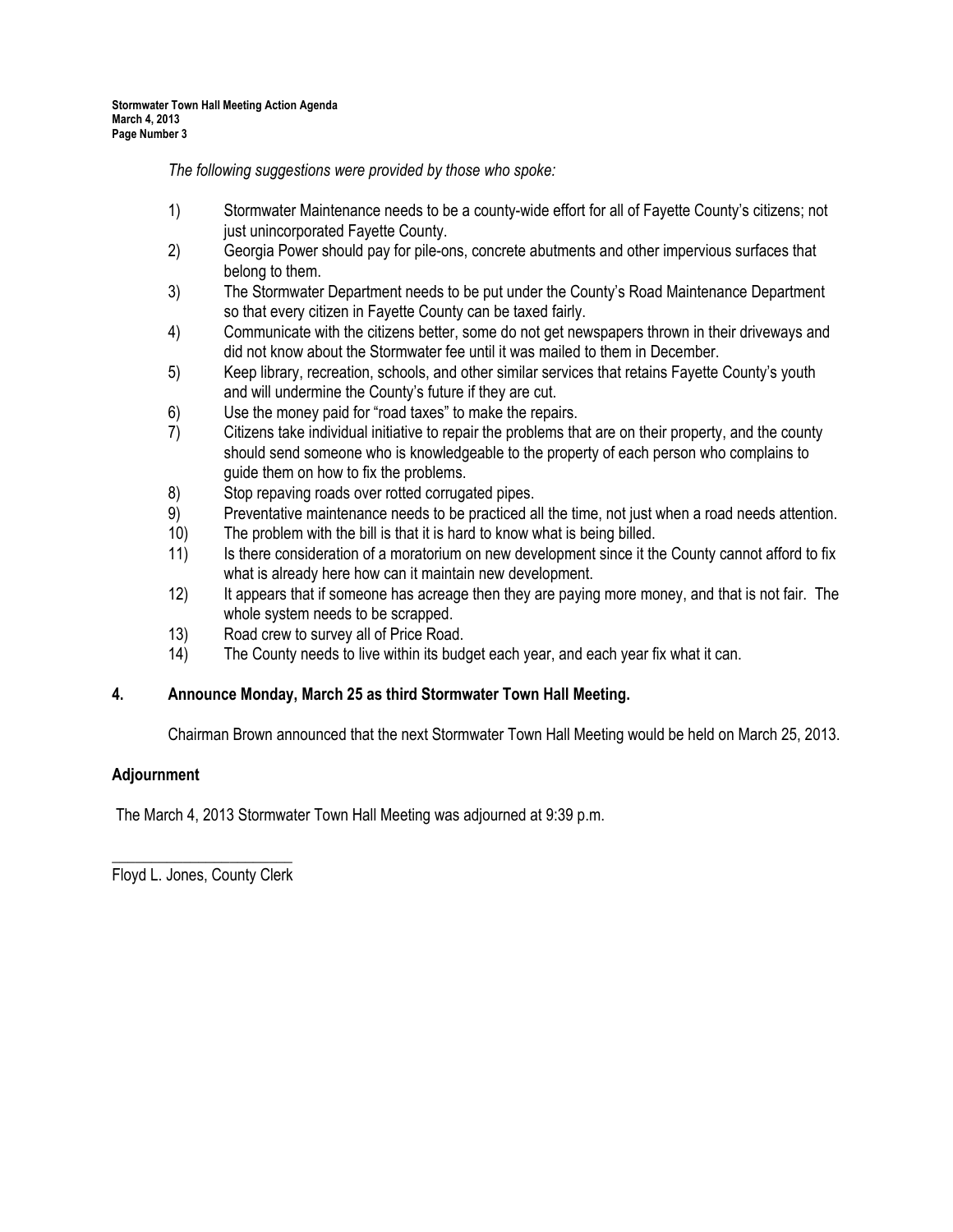*The following suggestions were provided by those who spoke:*

1) Stormwater Maintenance needs to be a county-wide effort for all of Fayette County's citizens; not just unincorporated Fayette County.
2) Georgia Power should pay for pile-ons, concrete abutments and other impervious surfaces that belong to them.
3) The Stormwater Department needs to be put under the County's Road Maintenance Department so that every citizen in Fayette County can be taxed fairly.
4) Communicate with the citizens better, some do not get newspapers thrown in their driveways and did not know about the Stormwater fee until it was mailed to them in December.
5) Keep library, recreation, schools, and other similar services that retains Fayette County's youth and will undermine the County's future if they are cut.
6) Use the money paid for "road taxes" to make the repairs.
7) Citizens take individual initiative to repair the problems that are on their property, and the county should send someone who is knowledgeable to the property of each person who complains to guide them on how to fix the problems.
8) Stop repaving roads over rotted corrugated pipes.
9) Preventative maintenance needs to be practiced all the time, not just when a road needs attention.
10) The problem with the bill is that it is hard to know what is being billed.
11) Is there consideration of a moratorium on new development since it the County cannot afford to fix what is already here how can it maintain new development.
12) It appears that if someone has acreage then they are paying more money, and that is not fair. The whole system needs to be scrapped.
13) Road crew to survey all of Price Road.
14) The County needs to live within its budget each year, and each year fix what it can.

## 4. Announce Monday, March 25 as third Stormwater Town Hall Meeting.

Chairman Brown announced that the next Stormwater Town Hall Meeting would be held on March 25, 2013.

## Adjournment

The March 4, 2013 Stormwater Town Hall Meeting was adjourned at 9:39 p.m.

\_\_\_\_\_\_\_\_\_\_\_\_\_\_\_\_\_\_\_\_\_\_\_\_

Floyd L. Jones, County Clerk